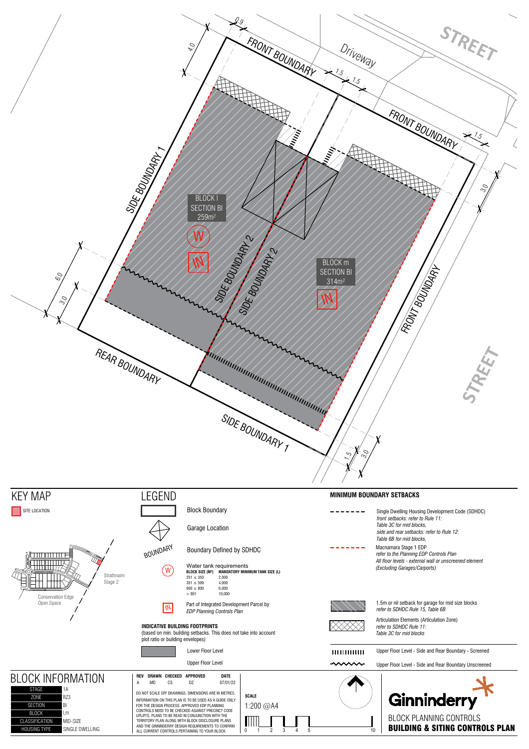FRONT BOUNDARY

Driveway

STREET

FRONT BOUNDARY

SIDE BOUNDARY 1

BLOCK l
SECTION BI
259m²

W

IN

SIDE BOUNDARY 2

SIDE BOUNDARY 2

BLOCK m
SECTION BI
314m²

IN

FRONT BOUNDARY

STREET

REAR BOUNDARY

SIDE BOUNDARY 1

0.9 4.0 1.5 1.5 1.5 3.0 6.0 3.0 1.5 3.0

## KEY MAP

SITE LOCATION

Strathnairn Stage 2

Conservation Edge Open Space

## LEGEND

Block Boundary

Garage Location

BOUNDARY — Boundary Defined by SDHDC

W — Water tank requirements

| BLOCK SIZE (M²) | MANDATORY MINIMUM TANK SIZE (L) |
|---|---|
| 251 ≤ 350 | 2,000 |
| 351 ≤ 599 | 4,000 |
| 600 ≤ 800 | 6,000 |
| > 801 | 10,000 |

IN — Part of Integrated Development Parcel by *EDP Planning Controls Plan*

**INDICATIVE BUILDING FOOTPRINTS**
(based on min. building setbacks. This does not take into account plot ratio or building envelopes)

Lower Floor Level

Upper Floor Level

## MINIMUM BOUNDARY SETBACKS

Single Dwelling Housing Development Code (SDHDC)
*front setbacks: refer to Rule 11: Table 3C for mid blocks, side and rear setbacks: refer to Rule 12: Table 6B for mid blocks,*

Macnamara Stage 1 EDP
*refer to the Planning EDP Controls Plan*
*All floor levels - external wall or unscreened element (Excluding Garages/Carports)*

1.5m or nil setback for garage for mid size blocks
*refer to SDHDC Rule 15, Table 6B*

Articulation Elements (Articulation Zone)
*refer to SDHDC Rule 11: Table 3C for mid blocks*

Upper Floor Level - Side and Rear Boundary - Screened

Upper Floor Level - Side and Rear Boundary Unscreened

## BLOCK INFORMATION

| | |
|---|---|
| STAGE | 1A |
| ZONE | RZ3 |
| SECTION | BI |
| BLOCK | l,m |
| CLASSIFICATION | MID-SIZE |
| HOUSING TYPE | SINGLE DWELLING |

| REV | DRAWN | CHECKED | APPROVED | DATE |
|---|---|---|---|---|
| A | MD | CS | DZ | 07/01/22 |

DO NOT SCALE OFF DRAWINGS. DIMENSIONS ARE IN METRES. INFORMATION ON THIS PLAN IS TO BE USED AS A GUIDE ONLY FOR THE DESIGN PROCESS. APPROVED EDP PLANNING CONTROLS NEED TO BE CHECKED AGAINST PRECINCT CODE UPLIFTS. PLANS TO BE READ IN CONJUNCTION WITH THE TERRITORY PLAN ALONG WITH BLOCK DISCLOSURE PLANS AND THE GINNINDERRY DESIGN REQUIREMENTS TO CONFIRM ALL CURRENT CONTROLS PERTAINING TO YOUR BLOCK.

**SCALE**
1:200 @A4

0 1 2 3 4 5 10

Ginninderry

BLOCK PLANNING CONTROLS
**BUILDING & SITING CONTROLS PLAN**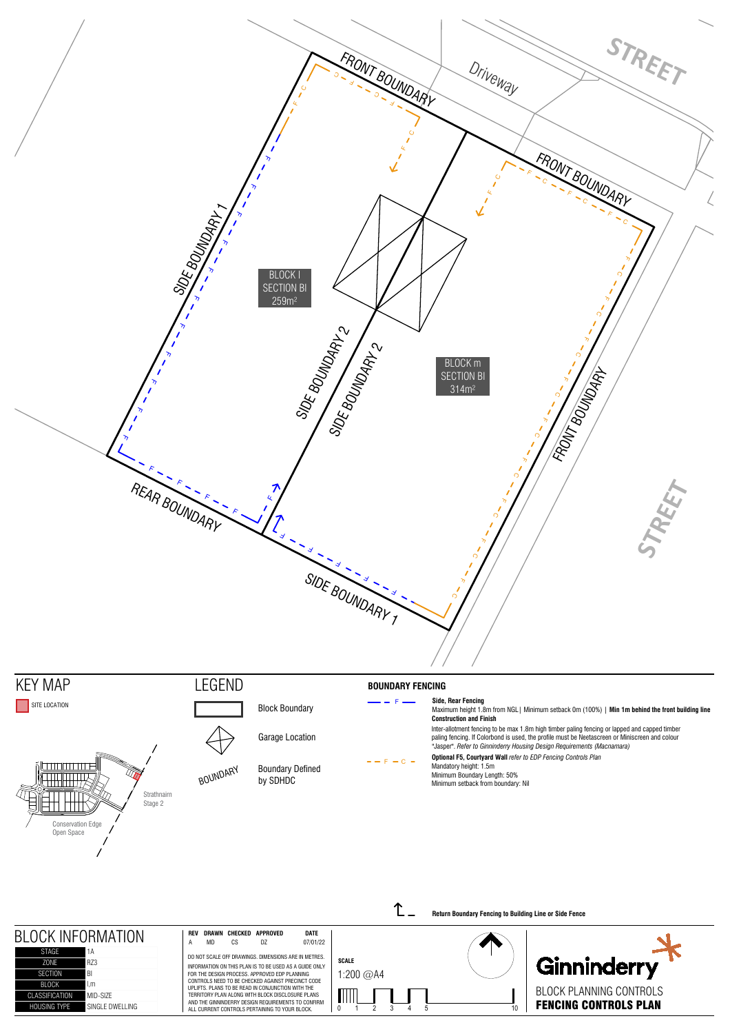FRONT BOUNDARY

Driveway

STREET

FRONT BOUNDARY

SIDE BOUNDARY 1

BLOCK I
SECTION BI
259m²

SIDE BOUNDARY 2

SIDE BOUNDARY 2

BLOCK m
SECTION BI
314m²

FRONT BOUNDARY

REAR BOUNDARY

SIDE BOUNDARY 1

STREET

## KEY MAP

SITE LOCATION

Strathnairn Stage 2

Conservation Edge Open Space

## LEGEND

Block Boundary

Garage Location

BOUNDARY — Boundary Defined by SDHDC

## BOUNDARY FENCING

**Side, Rear Fencing**
Maximum height 1.8m from NGL | Minimum setback 0m (100%) | **Min 1m behind the front building line**

**Construction and Finish**
Inter-allotment fencing to be max 1.8m high timber paling fencing or lapped and capped timber paling fencing. If Colorbond is used, the profile must be Neetascreen or Miniscreen and colour "Jasper". *Refer to Ginninderry Housing Design Requirements (Macnamara)*

**Optional F5, Courtyard Wall** *refer to EDP Fencing Controls Plan*
Mandatory height: 1.5m
Minimum Boundary Length: 50%
Minimum setback from boundary: Nil

**Return Boundary Fencing to Building Line or Side Fence**

## BLOCK INFORMATION

| | |
|---|---|
| STAGE | 1A |
| ZONE | RZ3 |
| SECTION | BI |
| BLOCK | l,m |
| CLASSIFICATION | MID-SIZE |
| HOUSING TYPE | SINGLE DWELLING |

| REV | DRAWN | CHECKED | APPROVED | DATE |
|---|---|---|---|---|
| A | MD | CS | DZ | 07/01/22 |

DO NOT SCALE OFF DRAWINGS. DIMENSIONS ARE IN METRES.

INFORMATION ON THIS PLAN IS TO BE USED AS A GUIDE ONLY FOR THE DESIGN PROCESS. APPROVED EDP PLANNING CONTROLS NEED TO BE CHECKED AGAINST PRECINCT CODE UPLIFTS. PLANS TO BE READ IN CONJUNCTION WITH THE TERRITORY PLAN ALONG WITH BLOCK DISCLOSURE PLANS AND THE GINNINDERRY DESIGN REQUIREMENTS TO CONFIRM ALL CURRENT CONTROLS PERTAINING TO YOUR BLOCK.

**SCALE**
1:200 @A4

0 1 2 3 4 5 10

Ginninderry

BLOCK PLANNING CONTROLS
**FENCING CONTROLS PLAN**